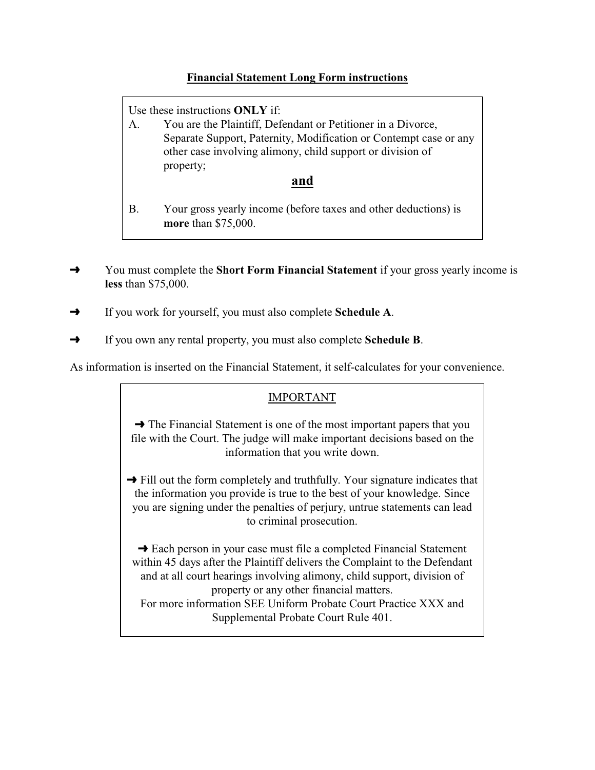## Financial Statement Long Form instructions

Use these instructions **ONLY** if:

A. You are the Plaintiff, Defendant or Petitioner in a Divorce, Separate Support, Paternity, Modification or Contempt case or any other case involving alimony, child support or division of property;

**and**

B. Your gross yearly income (before taxes and other deductions) is **more** than $75,000.

➜ You must complete the **Short Form Financial Statement** if your gross yearly income is **less** than $75,000.

➜ If you work for yourself, you must also complete **Schedule A**.

➜ If you own any rental property, you must also complete **Schedule B**.

As information is inserted on the Financial Statement, it self-calculates for your convenience.

IMPORTANT

➜ The Financial Statement is one of the most important papers that you file with the Court. The judge will make important decisions based on the information that you write down.

➜ Fill out the form completely and truthfully. Your signature indicates that the information you provide is true to the best of your knowledge. Since you are signing under the penalties of perjury, untrue statements can lead to criminal prosecution.

➜ Each person in your case must file a completed Financial Statement within 45 days after the Plaintiff delivers the Complaint to the Defendant and at all court hearings involving alimony, child support, division of property or any other financial matters.
For more information SEE Uniform Probate Court Practice XXX and Supplemental Probate Court Rule 401.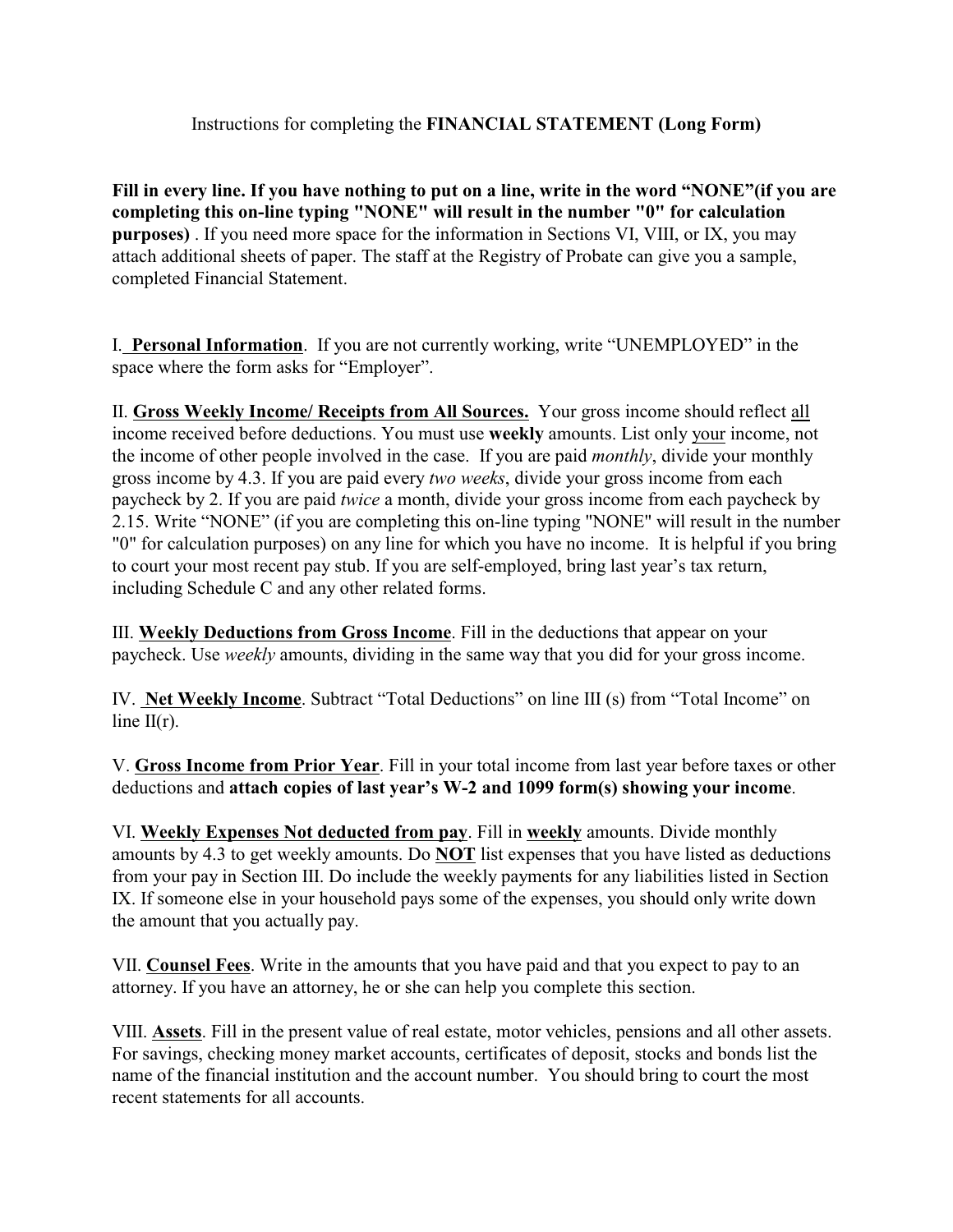Instructions for completing the **FINANCIAL STATEMENT (Long Form)**

**Fill in every line. If you have nothing to put on a line, write in the word "NONE"(if you are completing this on-line typing "NONE" will result in the number "0" for calculation purposes)** . If you need more space for the information in Sections VI, VIII, or IX, you may attach additional sheets of paper. The staff at the Registry of Probate can give you a sample, completed Financial Statement.

I. **Personal Information**. If you are not currently working, write "UNEMPLOYED" in the space where the form asks for "Employer".

II. **Gross Weekly Income/ Receipts from All Sources.** Your gross income should reflect all income received before deductions. You must use **weekly** amounts. List only your income, not the income of other people involved in the case. If you are paid *monthly*, divide your monthly gross income by 4.3. If you are paid every *two weeks*, divide your gross income from each paycheck by 2. If you are paid *twice* a month, divide your gross income from each paycheck by 2.15. Write "NONE" (if you are completing this on-line typing "NONE" will result in the number "0" for calculation purposes) on any line for which you have no income. It is helpful if you bring to court your most recent pay stub. If you are self-employed, bring last year's tax return, including Schedule C and any other related forms.

III. **Weekly Deductions from Gross Income**. Fill in the deductions that appear on your paycheck. Use *weekly* amounts, dividing in the same way that you did for your gross income.

IV. **Net Weekly Income**. Subtract "Total Deductions" on line III (s) from "Total Income" on line II(r).

V. **Gross Income from Prior Year**. Fill in your total income from last year before taxes or other deductions and **attach copies of last year's W-2 and 1099 form(s) showing your income**.

VI. **Weekly Expenses Not deducted from pay**. Fill in **weekly** amounts. Divide monthly amounts by 4.3 to get weekly amounts. Do **NOT** list expenses that you have listed as deductions from your pay in Section III. Do include the weekly payments for any liabilities listed in Section IX. If someone else in your household pays some of the expenses, you should only write down the amount that you actually pay.

VII. **Counsel Fees**. Write in the amounts that you have paid and that you expect to pay to an attorney. If you have an attorney, he or she can help you complete this section.

VIII. **Assets**. Fill in the present value of real estate, motor vehicles, pensions and all other assets. For savings, checking money market accounts, certificates of deposit, stocks and bonds list the name of the financial institution and the account number. You should bring to court the most recent statements for all accounts.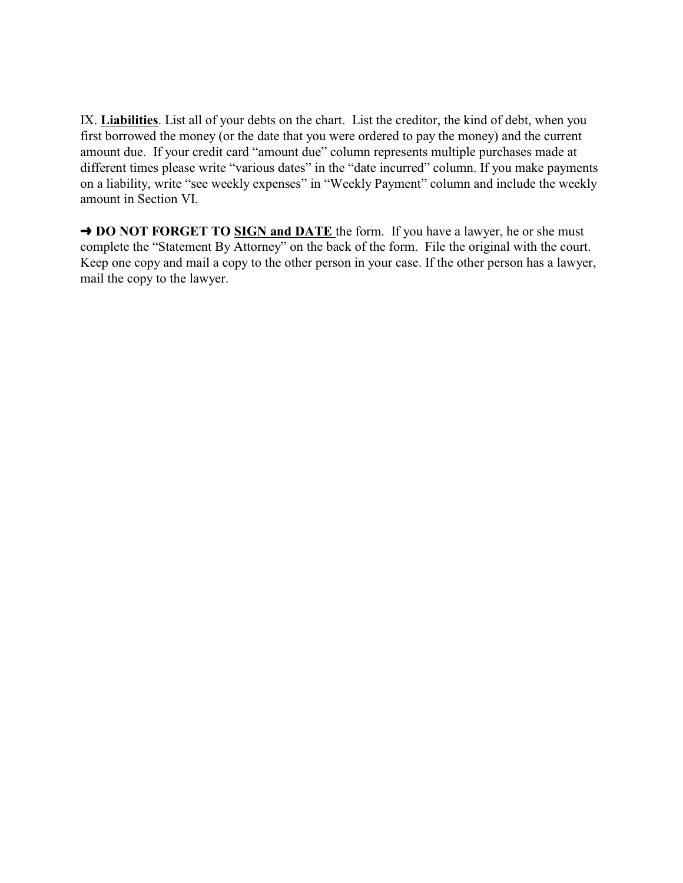IX. **Liabilities**. List all of your debts on the chart. List the creditor, the kind of debt, when you first borrowed the money (or the date that you were ordered to pay the money) and the current amount due. If your credit card "amount due" column represents multiple purchases made at different times please write "various dates" in the "date incurred" column. If you make payments on a liability, write "see weekly expenses" in "Weekly Payment" column and include the weekly amount in Section VI.

➜ **DO NOT FORGET TO SIGN and DATE** the form. If you have a lawyer, he or she must complete the "Statement By Attorney" on the back of the form. File the original with the court. Keep one copy and mail a copy to the other person in your case. If the other person has a lawyer, mail the copy to the lawyer.